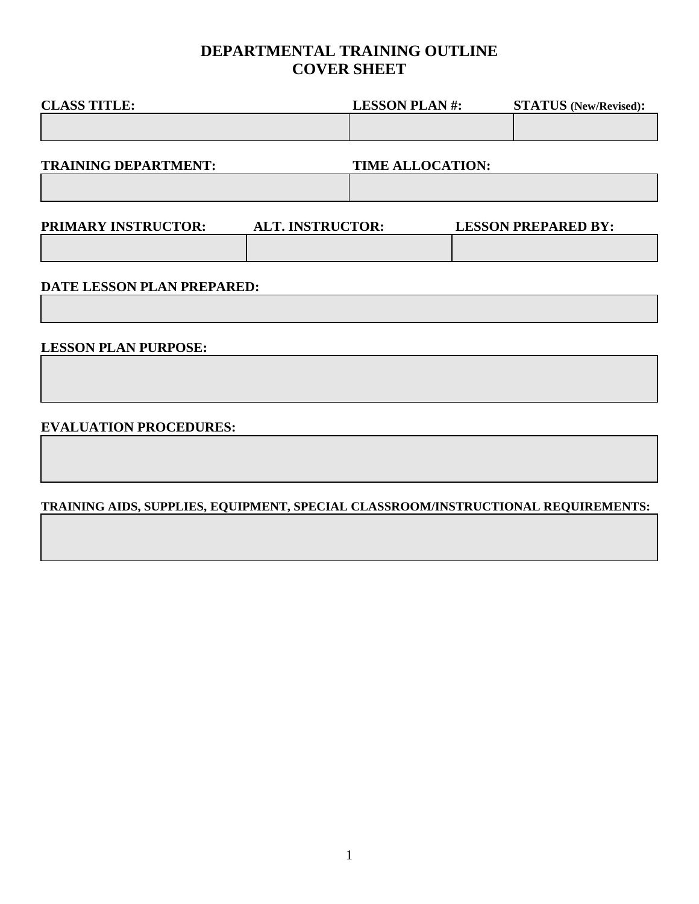# DEPARTMENTAL TRAINING OUTLINE
# COVER SHEET

| CLASS TITLE: | LESSON PLAN #: | STATUS (New/Revised): |
|---|---|---|
| | | |

| TRAINING DEPARTMENT: | TIME ALLOCATION: |
|---|---|
| | |

| PRIMARY INSTRUCTOR: | ALT. INSTRUCTOR: | LESSON PREPARED BY: |
|---|---|---|
| | | |

**DATE LESSON PLAN PREPARED:**

**LESSON PLAN PURPOSE:**

**EVALUATION PROCEDURES:**

**TRAINING AIDS, SUPPLIES, EQUIPMENT, SPECIAL CLASSROOM/INSTRUCTIONAL REQUIREMENTS:**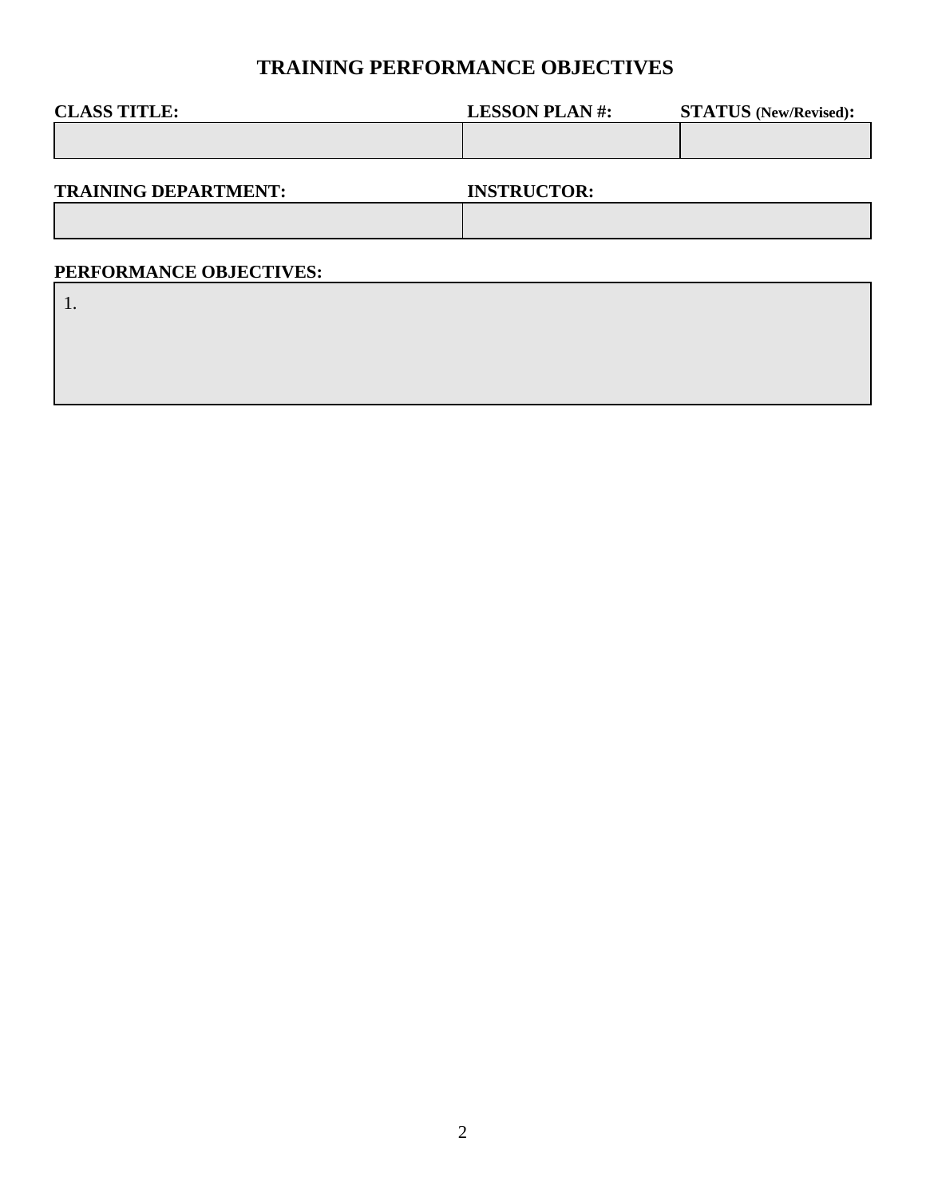# TRAINING PERFORMANCE OBJECTIVES

| CLASS TITLE: | LESSON PLAN #: | STATUS (New/Revised): |
|---|---|---|
| | | |

| TRAINING DEPARTMENT: | INSTRUCTOR: |
|---|---|
| | |

**PERFORMANCE OBJECTIVES:**

1.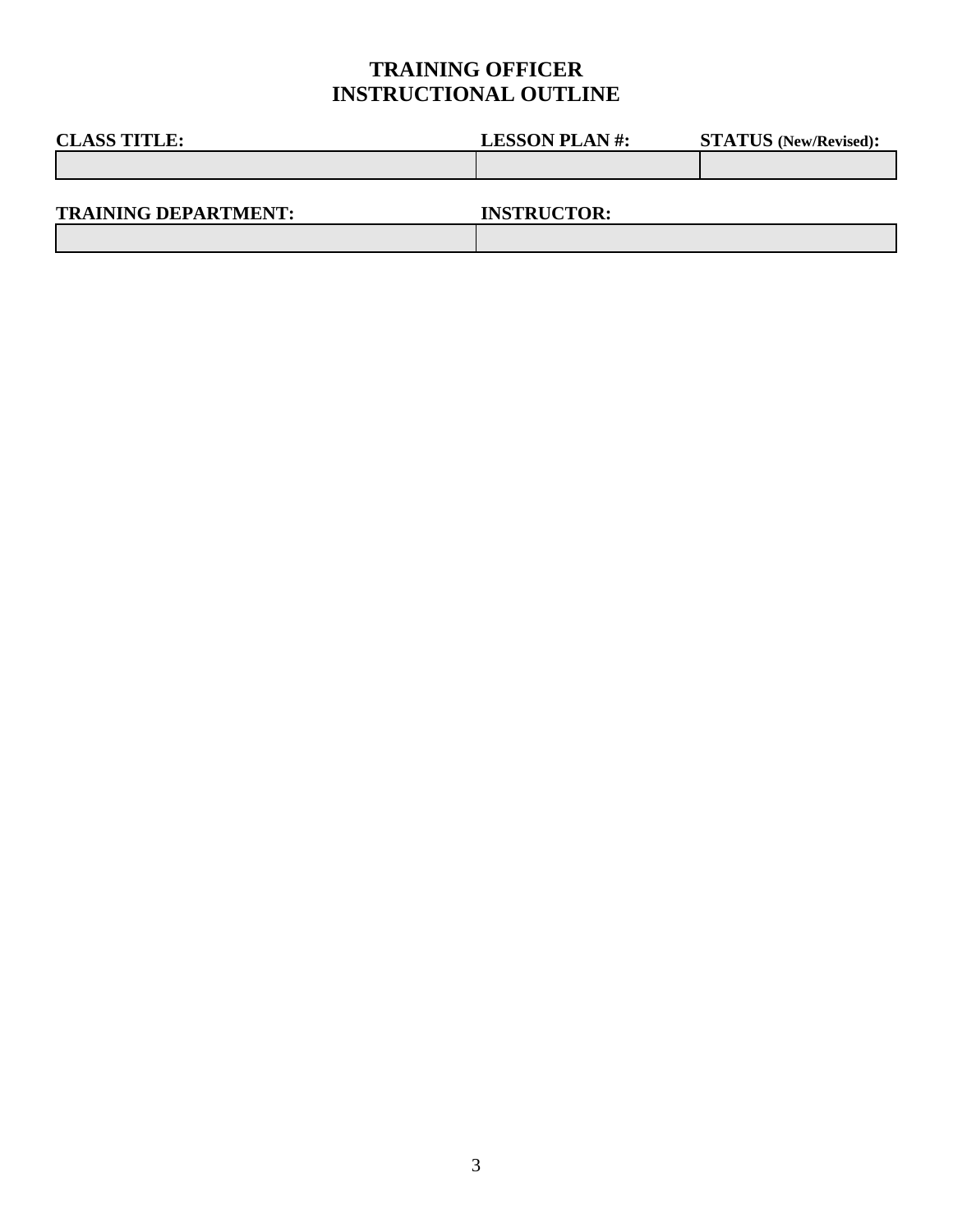# TRAINING OFFICER
# INSTRUCTIONAL OUTLINE

| CLASS TITLE: | LESSON PLAN #: | STATUS (New/Revised): |
|---|---|---|
| | | |

| TRAINING DEPARTMENT: | INSTRUCTOR: |
|---|---|
| | |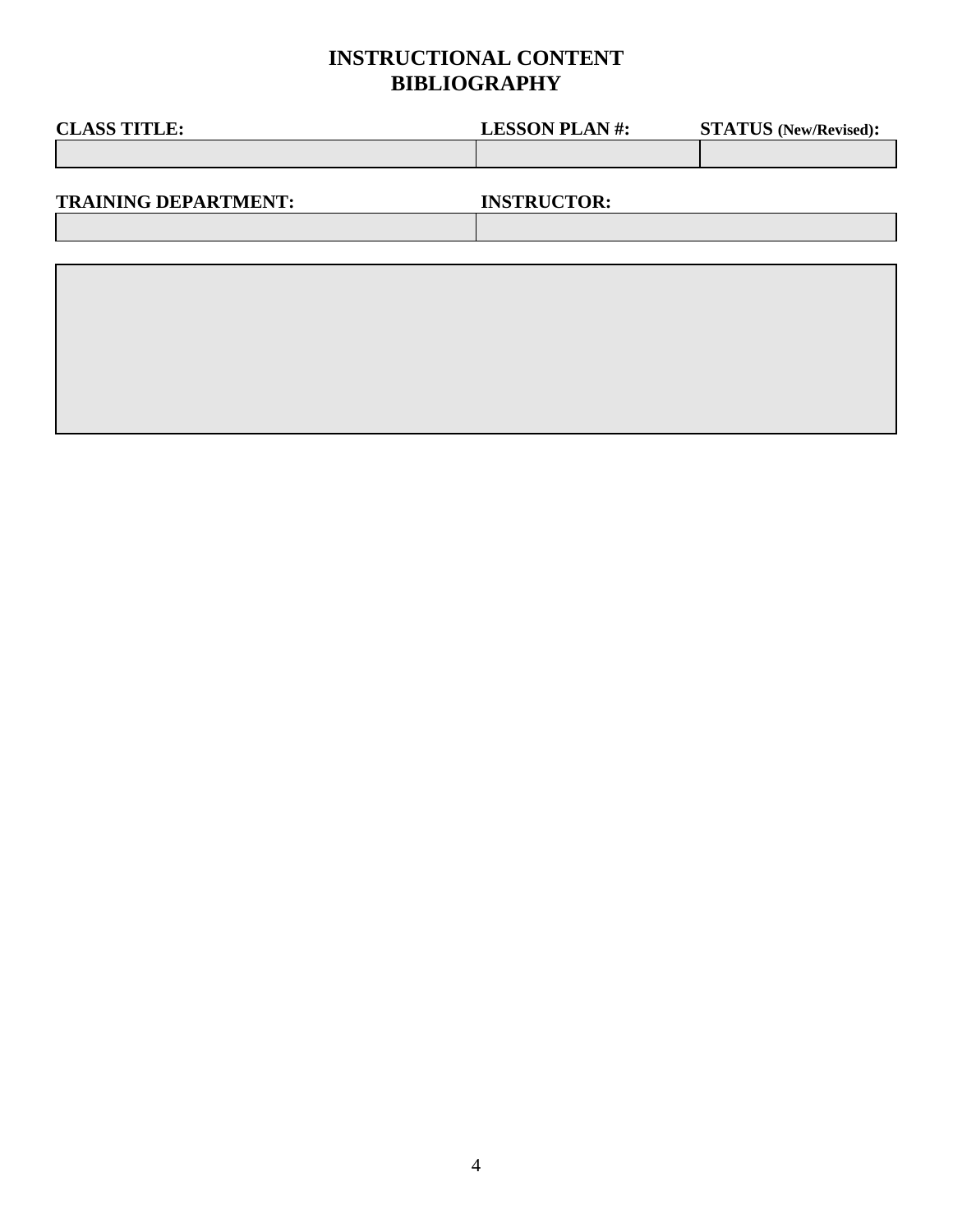# INSTRUCTIONAL CONTENT
# BIBLIOGRAPHY

| CLASS TITLE: | LESSON PLAN #: | STATUS (New/Revised): |
| --- | --- | --- |
| | | |

| TRAINING DEPARTMENT: | INSTRUCTOR: |
| --- | --- |
| | |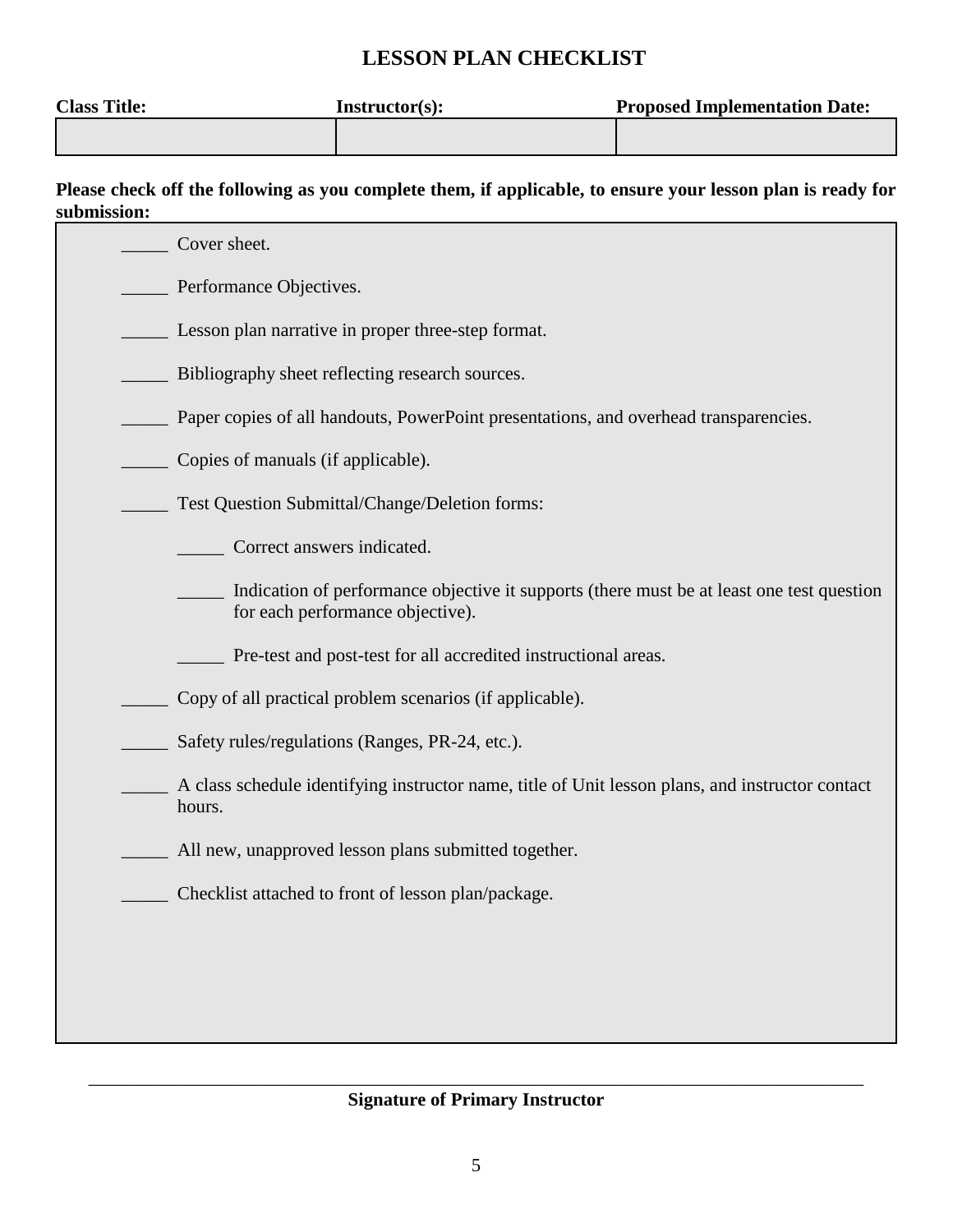# LESSON PLAN CHECKLIST

| Class Title: | Instructor(s): | Proposed Implementation Date: |
| --- | --- | --- |
| | | |

**Please check off the following as you complete them, if applicable, to ensure your lesson plan is ready for submission:**

_____ Cover sheet.

_____ Performance Objectives.

_____ Lesson plan narrative in proper three-step format.

_____ Bibliography sheet reflecting research sources.

_____ Paper copies of all handouts, PowerPoint presentations, and overhead transparencies.

_____ Copies of manuals (if applicable).

_____ Test Question Submittal/Change/Deletion forms:

- _____ Correct answers indicated.

- _____ Indication of performance objective it supports (there must be at least one test question for each performance objective).

- _____ Pre-test and post-test for all accredited instructional areas.

_____ Copy of all practical problem scenarios (if applicable).

_____ Safety rules/regulations (Ranges, PR-24, etc.).

_____ A class schedule identifying instructor name, title of Unit lesson plans, and instructor contact hours.

_____ All new, unapproved lesson plans submitted together.

_____ Checklist attached to front of lesson plan/package.

_______________________________________________

**Signature of Primary Instructor**